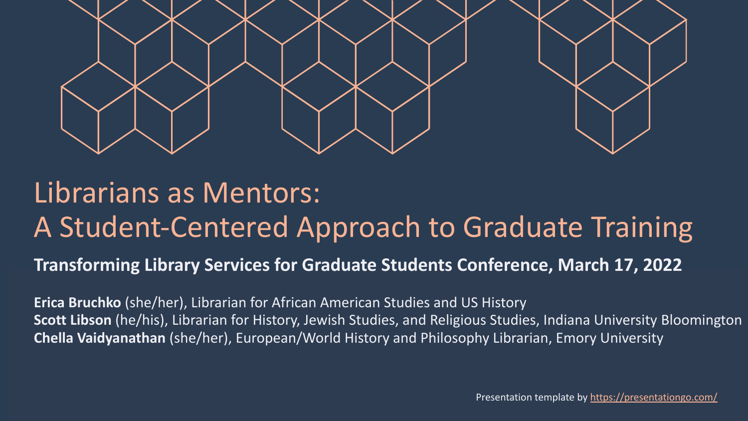# Librarians as Mentors: A Student-Centered Approach to Graduate Training

**Transforming Library Services for Graduate Students Conference, March 17, 2022**

**Erica Bruchko** (she/her), Librarian for African American Studies and US History
**Scott Libson** (he/his), Librarian for History, Jewish Studies, and Religious Studies, Indiana University Bloomington
**Chella Vaidyanathan** (she/her), European/World History and Philosophy Librarian, Emory University

Presentation template by https://presentationgo.com/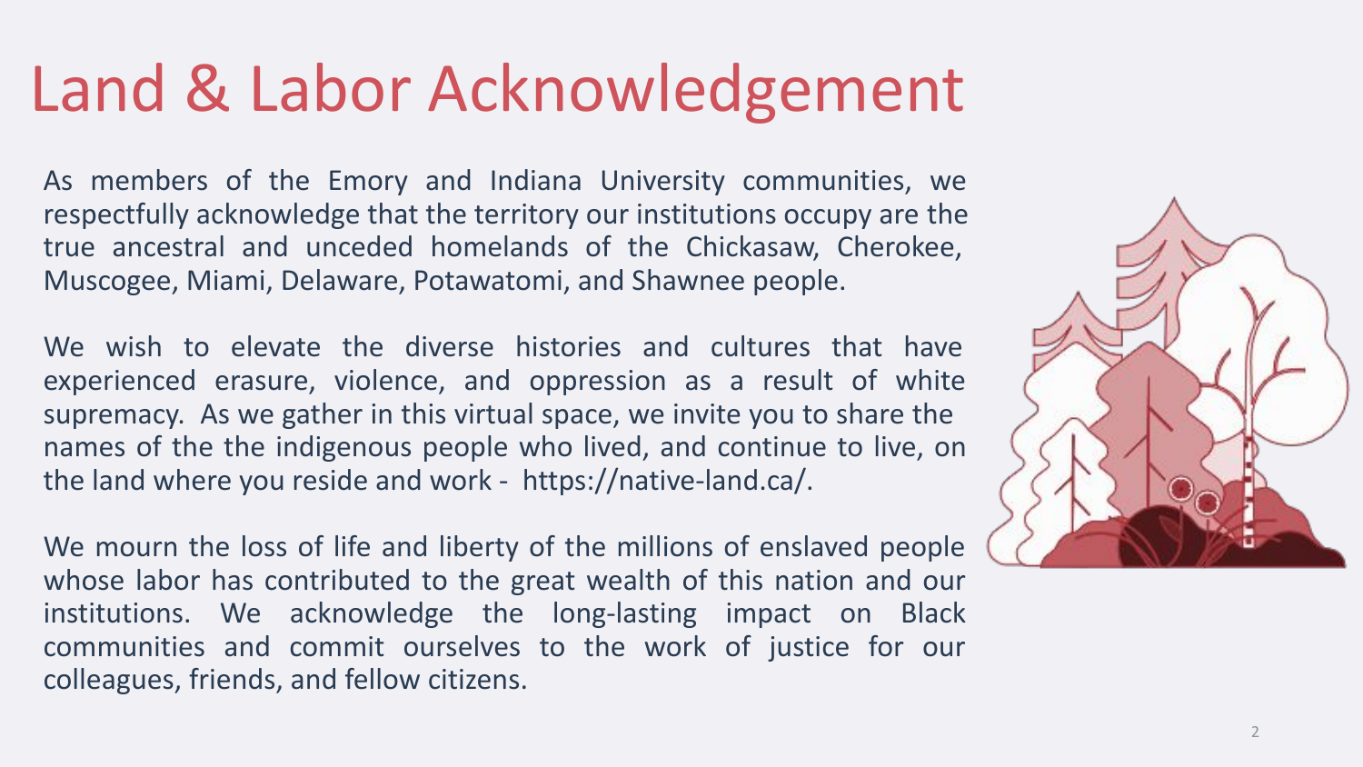# Land & Labor Acknowledgement

As members of the Emory and Indiana University communities, we respectfully acknowledge that the territory our institutions occupy are the true ancestral and unceded homelands of the Chickasaw, Cherokee, Muscogee, Miami, Delaware, Potawatomi, and Shawnee people.

We wish to elevate the diverse histories and cultures that have experienced erasure, violence, and oppression as a result of white supremacy. As we gather in this virtual space, we invite you to share the names of the the indigenous people who lived, and continue to live, on the land where you reside and work - https://native-land.ca/.

We mourn the loss of life and liberty of the millions of enslaved people whose labor has contributed to the great wealth of this nation and our institutions. We acknowledge the long-lasting impact on Black communities and commit ourselves to the work of justice for our colleagues, friends, and fellow citizens.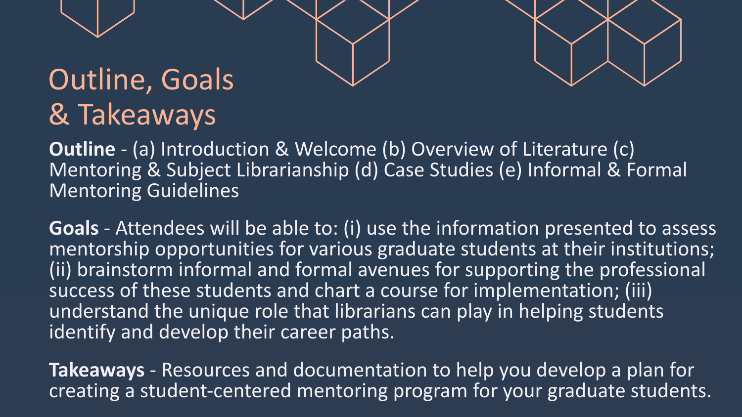# Outline, Goals & Takeaways

**Outline** - (a) Introduction & Welcome (b) Overview of Literature (c) Mentoring & Subject Librarianship (d) Case Studies (e) Informal & Formal Mentoring Guidelines

**Goals** - Attendees will be able to: (i) use the information presented to assess mentorship opportunities for various graduate students at their institutions; (ii) brainstorm informal and formal avenues for supporting the professional success of these students and chart a course for implementation; (iii) understand the unique role that librarians can play in helping students identify and develop their career paths.

**Takeaways** - Resources and documentation to help you develop a plan for creating a student-centered mentoring program for your graduate students.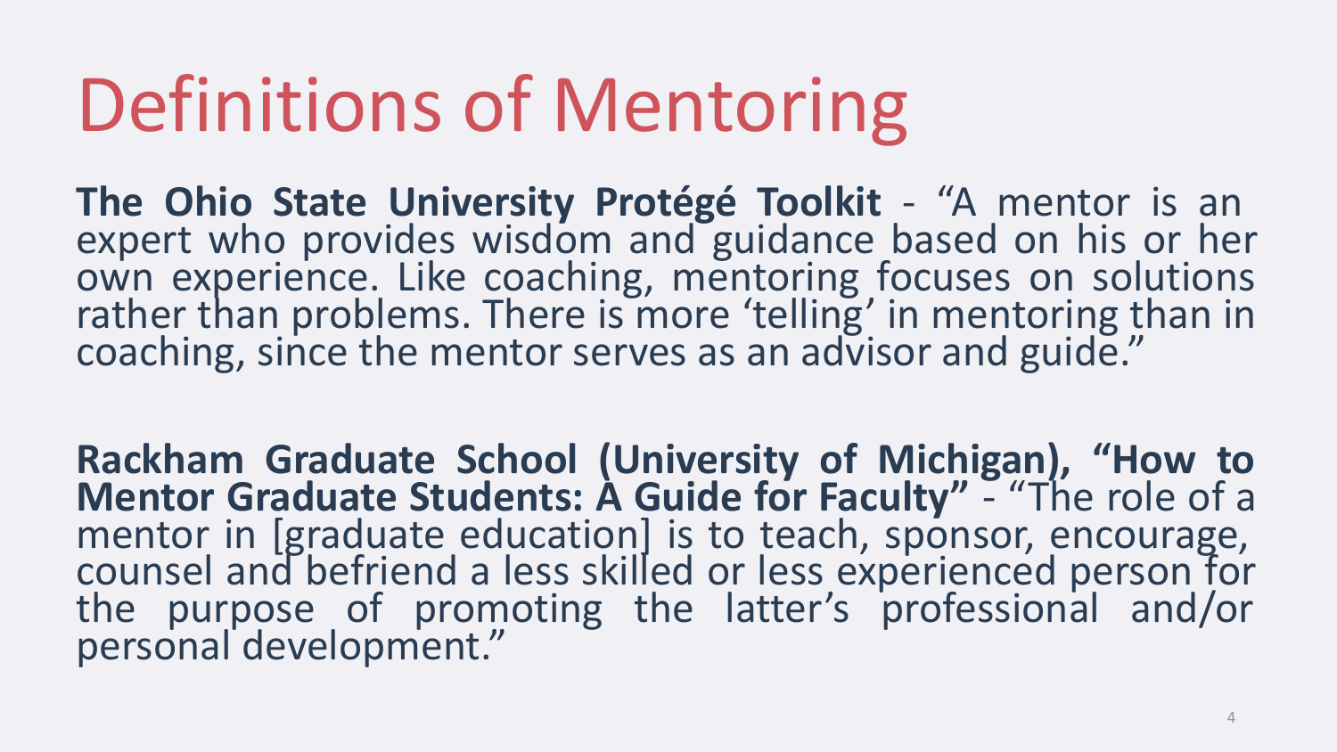# Definitions of Mentoring

**The Ohio State University Protégé Toolkit** - "A mentor is an expert who provides wisdom and guidance based on his or her own experience. Like coaching, mentoring focuses on solutions rather than problems. There is more 'telling' in mentoring than in coaching, since the mentor serves as an advisor and guide."

**Rackham Graduate School (University of Michigan), "How to Mentor Graduate Students: A Guide for Faculty"** - "The role of a mentor in [graduate education] is to teach, sponsor, encourage, counsel and befriend a less skilled or less experienced person for the purpose of promoting the latter's professional and/or personal development."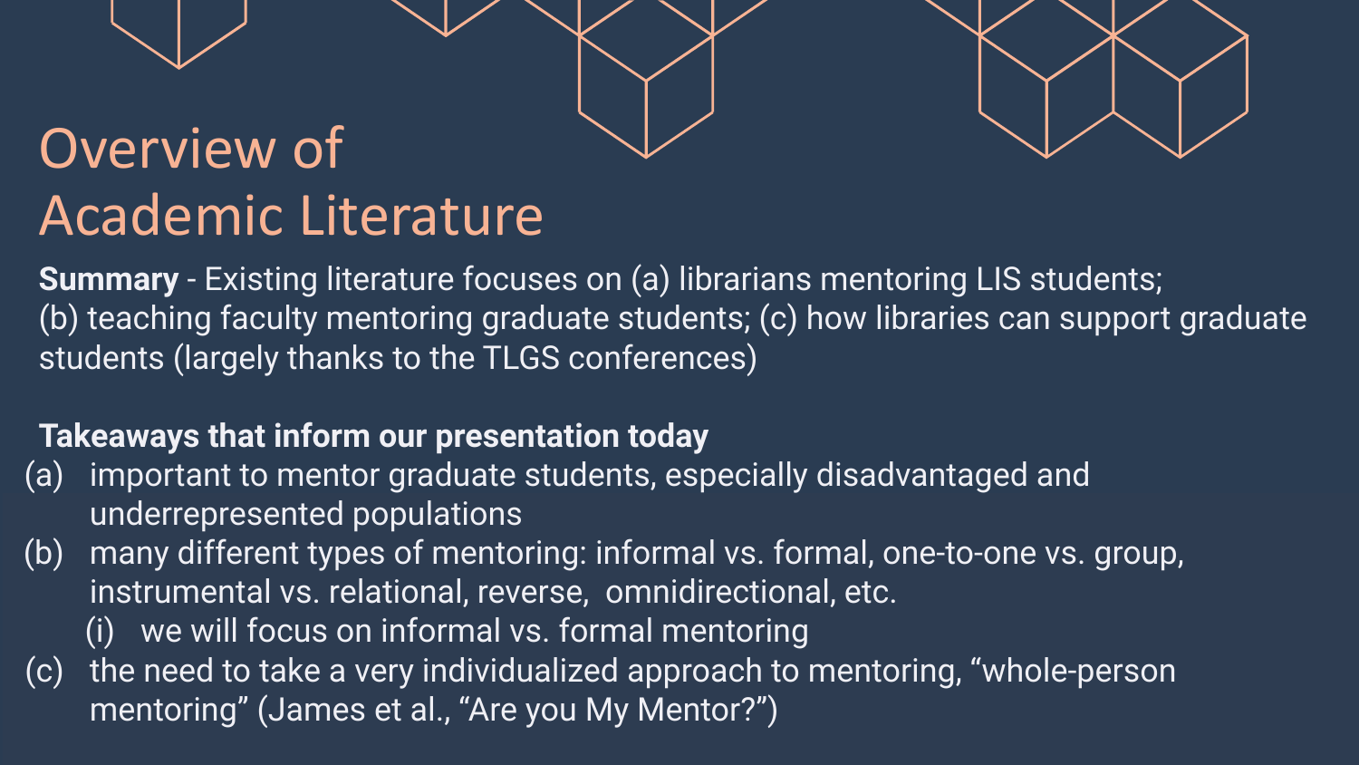# Overview of Academic Literature

**Summary** - Existing literature focuses on (a) librarians mentoring LIS students; (b) teaching faculty mentoring graduate students; (c) how libraries can support graduate students (largely thanks to the TLGS conferences)

**Takeaways that inform our presentation today**

(a) important to mentor graduate students, especially disadvantaged and underrepresented populations

(b) many different types of mentoring: informal vs. formal, one-to-one vs. group, instrumental vs. relational, reverse, omnidirectional, etc.

   (i) we will focus on informal vs. formal mentoring

(c) the need to take a very individualized approach to mentoring, “whole-person mentoring” (James et al., “Are you My Mentor?”)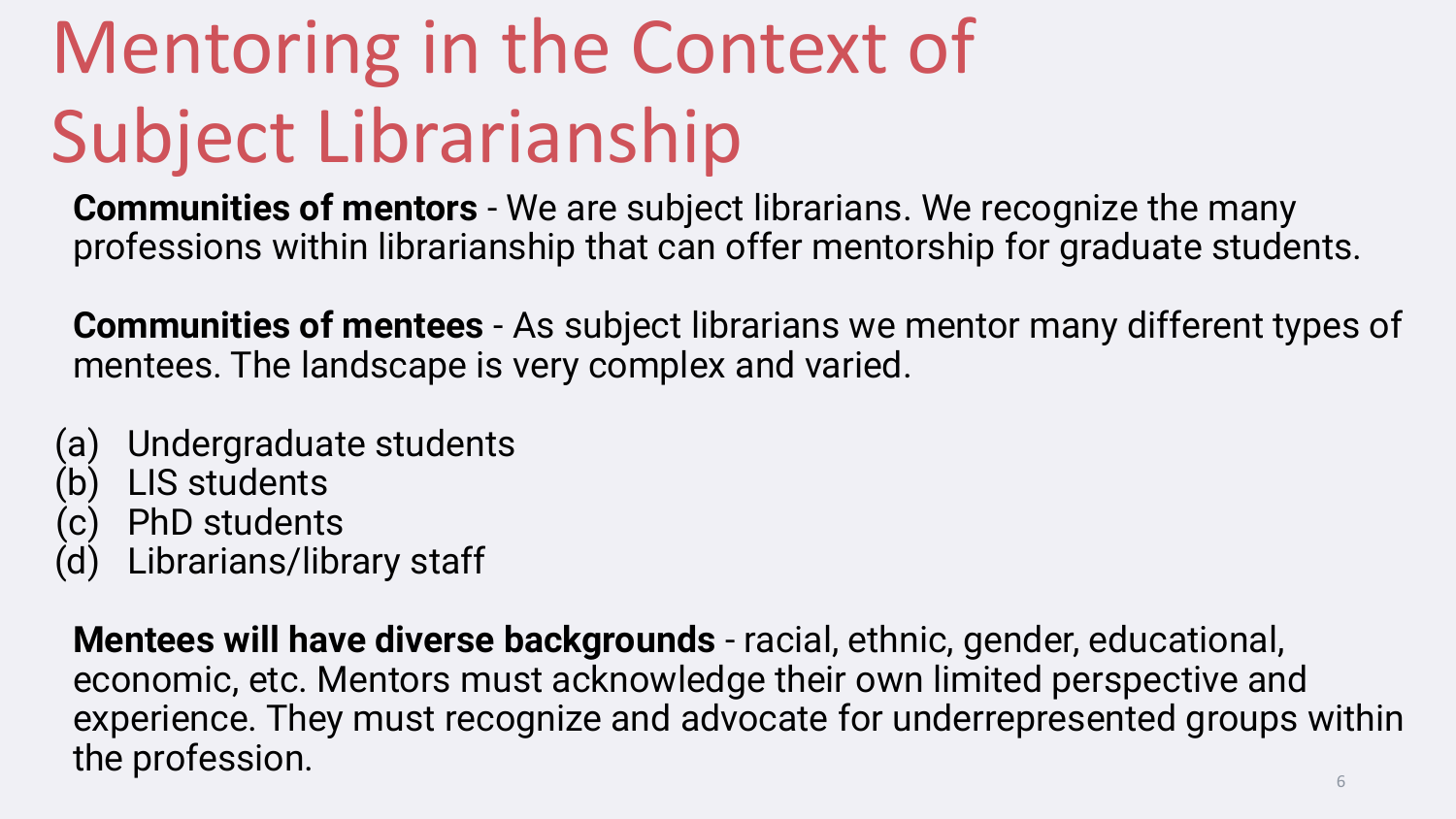# Mentoring in the Context of Subject Librarianship

**Communities of mentors** - We are subject librarians. We recognize the many professions within librarianship that can offer mentorship for graduate students.

**Communities of mentees** - As subject librarians we mentor many different types of mentees. The landscape is very complex and varied.

(a) Undergraduate students
(b) LIS students
(c) PhD students
(d) Librarians/library staff

**Mentees will have diverse backgrounds** - racial, ethnic, gender, educational, economic, etc. Mentors must acknowledge their own limited perspective and experience. They must recognize and advocate for underrepresented groups within the profession.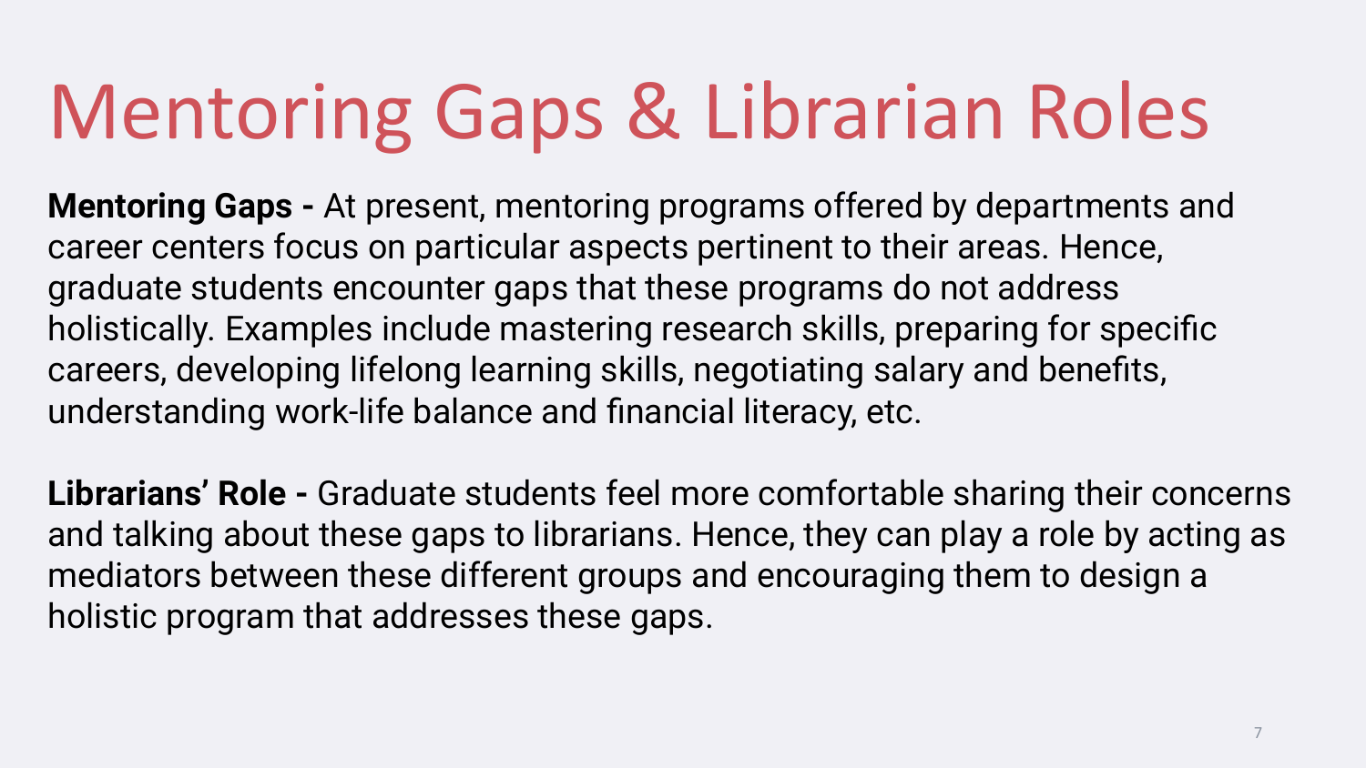# Mentoring Gaps & Librarian Roles

**Mentoring Gaps -** At present, mentoring programs offered by departments and career centers focus on particular aspects pertinent to their areas. Hence, graduate students encounter gaps that these programs do not address holistically. Examples include mastering research skills, preparing for specific careers, developing lifelong learning skills, negotiating salary and benefits, understanding work-life balance and financial literacy, etc.

**Librarians' Role -** Graduate students feel more comfortable sharing their concerns and talking about these gaps to librarians. Hence, they can play a role by acting as mediators between these different groups and encouraging them to design a holistic program that addresses these gaps.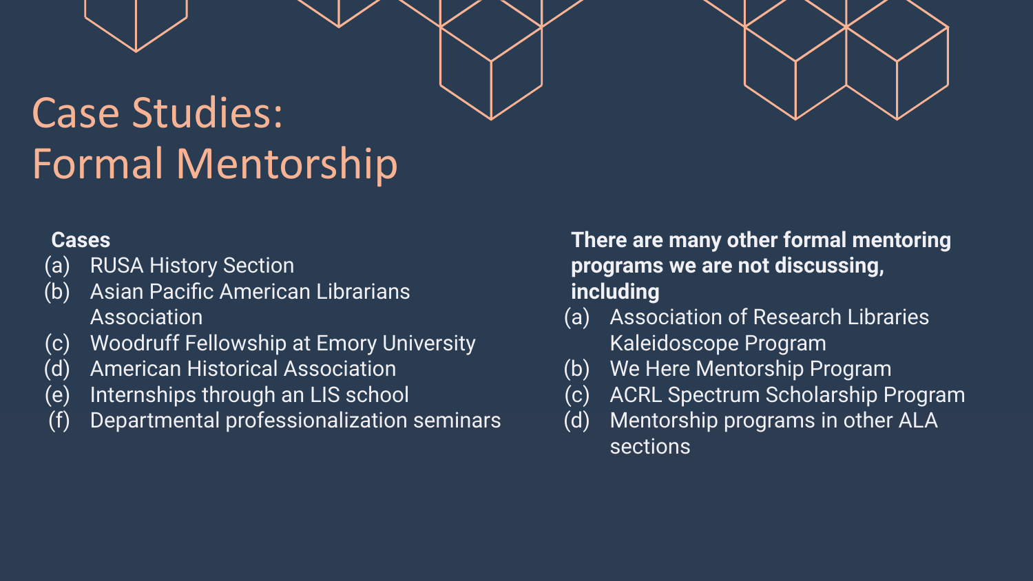# Case Studies: Formal Mentorship

**Cases**

(a) RUSA History Section
(b) Asian Pacific American Librarians Association
(c) Woodruff Fellowship at Emory University
(d) American Historical Association
(e) Internships through an LIS school
(f) Departmental professionalization seminars

**There are many other formal mentoring programs we are not discussing, including**

(a) Association of Research Libraries Kaleidoscope Program
(b) We Here Mentorship Program
(c) ACRL Spectrum Scholarship Program
(d) Mentorship programs in other ALA sections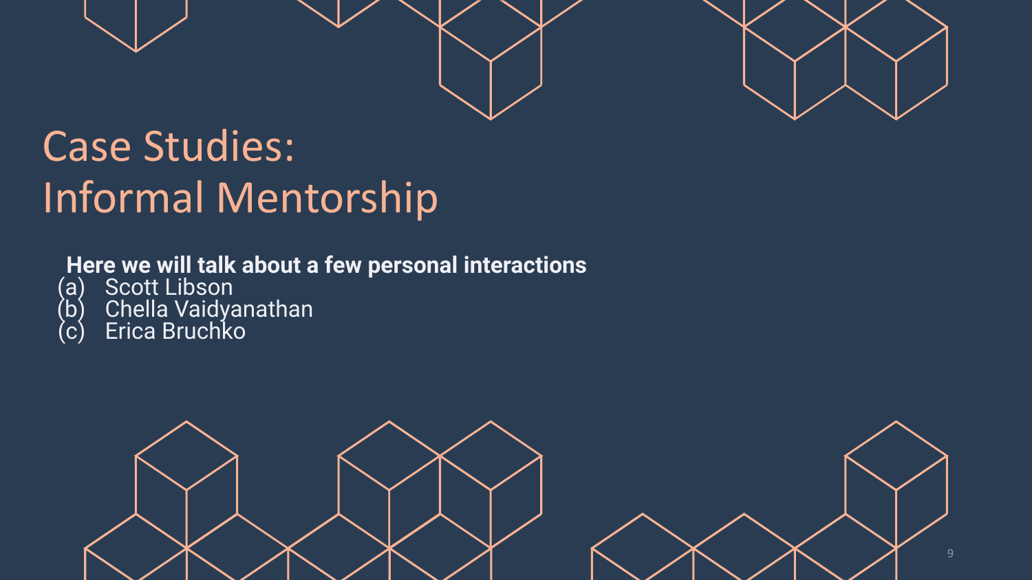# Case Studies: Informal Mentorship

**Here we will talk about a few personal interactions**

(a) Scott Libson
(b) Chella Vaidyanathan
(c) Erica Bruchko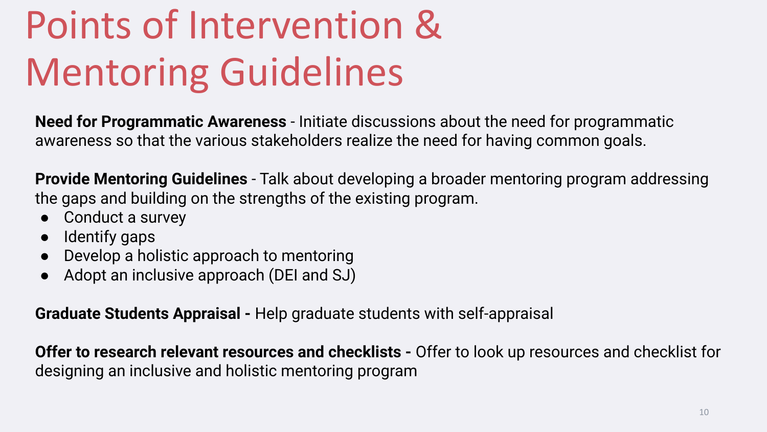# Points of Intervention & Mentoring Guidelines

**Need for Programmatic Awareness** - Initiate discussions about the need for programmatic awareness so that the various stakeholders realize the need for having common goals.

**Provide Mentoring Guidelines** - Talk about developing a broader mentoring program addressing the gaps and building on the strengths of the existing program.

- Conduct a survey
- Identify gaps
- Develop a holistic approach to mentoring
- Adopt an inclusive approach (DEI and SJ)

**Graduate Students Appraisal -** Help graduate students with self-appraisal

**Offer to research relevant resources and checklists -** Offer to look up resources and checklist for designing an inclusive and holistic mentoring program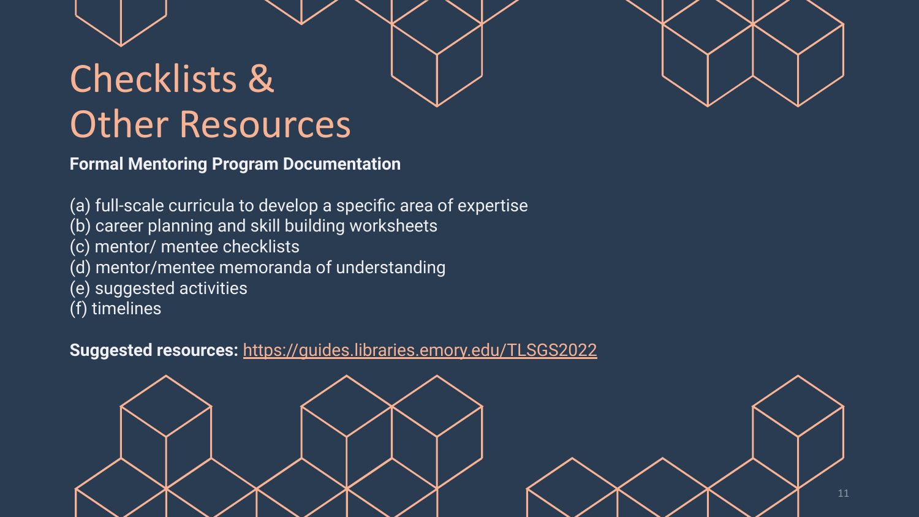# Checklists & Other Resources

**Formal Mentoring Program Documentation**

(a) full-scale curricula to develop a specific area of expertise
(b) career planning and skill building worksheets
(c) mentor/ mentee checklists
(d) mentor/mentee memoranda of understanding
(e) suggested activities
(f) timelines

**Suggested resources:** https://guides.libraries.emory.edu/TLSGS2022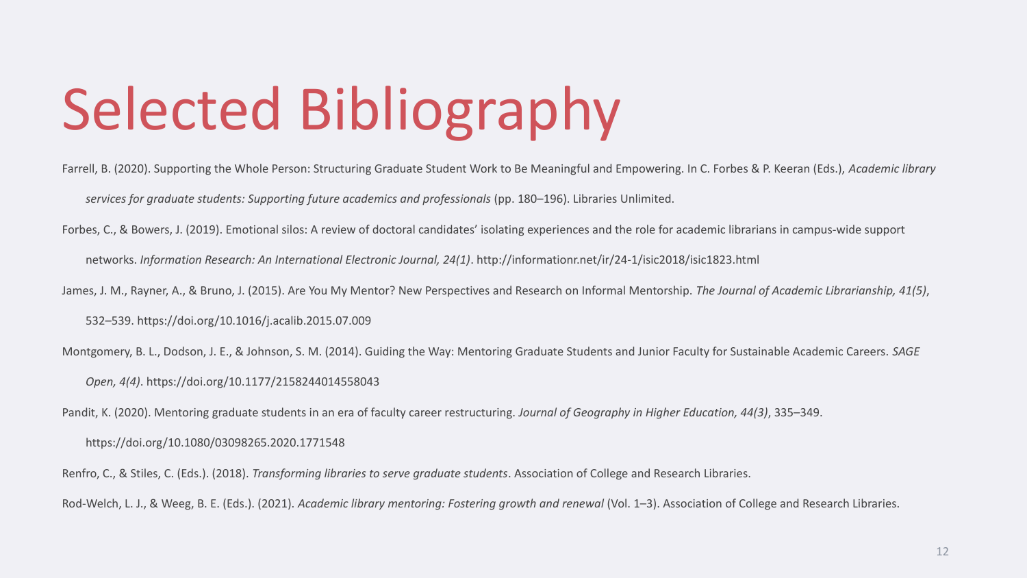# Selected Bibliography

Farrell, B. (2020). Supporting the Whole Person: Structuring Graduate Student Work to Be Meaningful and Empowering. In C. Forbes & P. Keeran (Eds.), *Academic library services for graduate students: Supporting future academics and professionals* (pp. 180–196). Libraries Unlimited.

Forbes, C., & Bowers, J. (2019). Emotional silos: A review of doctoral candidates' isolating experiences and the role for academic librarians in campus-wide support networks. *Information Research: An International Electronic Journal, 24(1)*. http://informationr.net/ir/24-1/isic2018/isic1823.html

James, J. M., Rayner, A., & Bruno, J. (2015). Are You My Mentor? New Perspectives and Research on Informal Mentorship. *The Journal of Academic Librarianship, 41(5)*, 532–539. https://doi.org/10.1016/j.acalib.2015.07.009

Montgomery, B. L., Dodson, J. E., & Johnson, S. M. (2014). Guiding the Way: Mentoring Graduate Students and Junior Faculty for Sustainable Academic Careers. *SAGE Open, 4(4)*. https://doi.org/10.1177/2158244014558043

Pandit, K. (2020). Mentoring graduate students in an era of faculty career restructuring. *Journal of Geography in Higher Education, 44(3)*, 335–349. https://doi.org/10.1080/03098265.2020.1771548

Renfro, C., & Stiles, C. (Eds.). (2018). *Transforming libraries to serve graduate students*. Association of College and Research Libraries.

Rod-Welch, L. J., & Weeg, B. E. (Eds.). (2021). *Academic library mentoring: Fostering growth and renewal* (Vol. 1–3). Association of College and Research Libraries.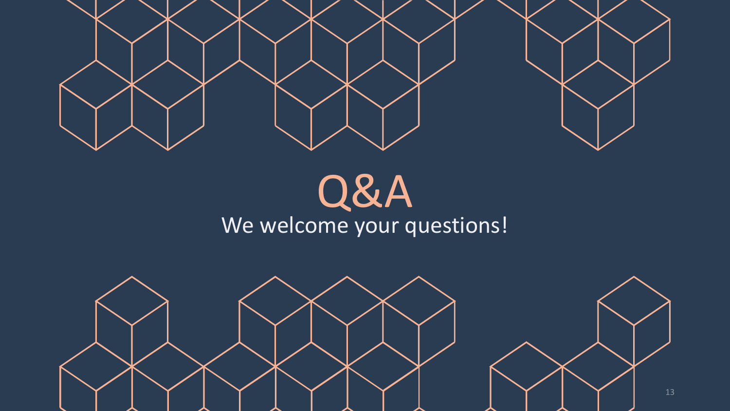# Q&A

We welcome your questions!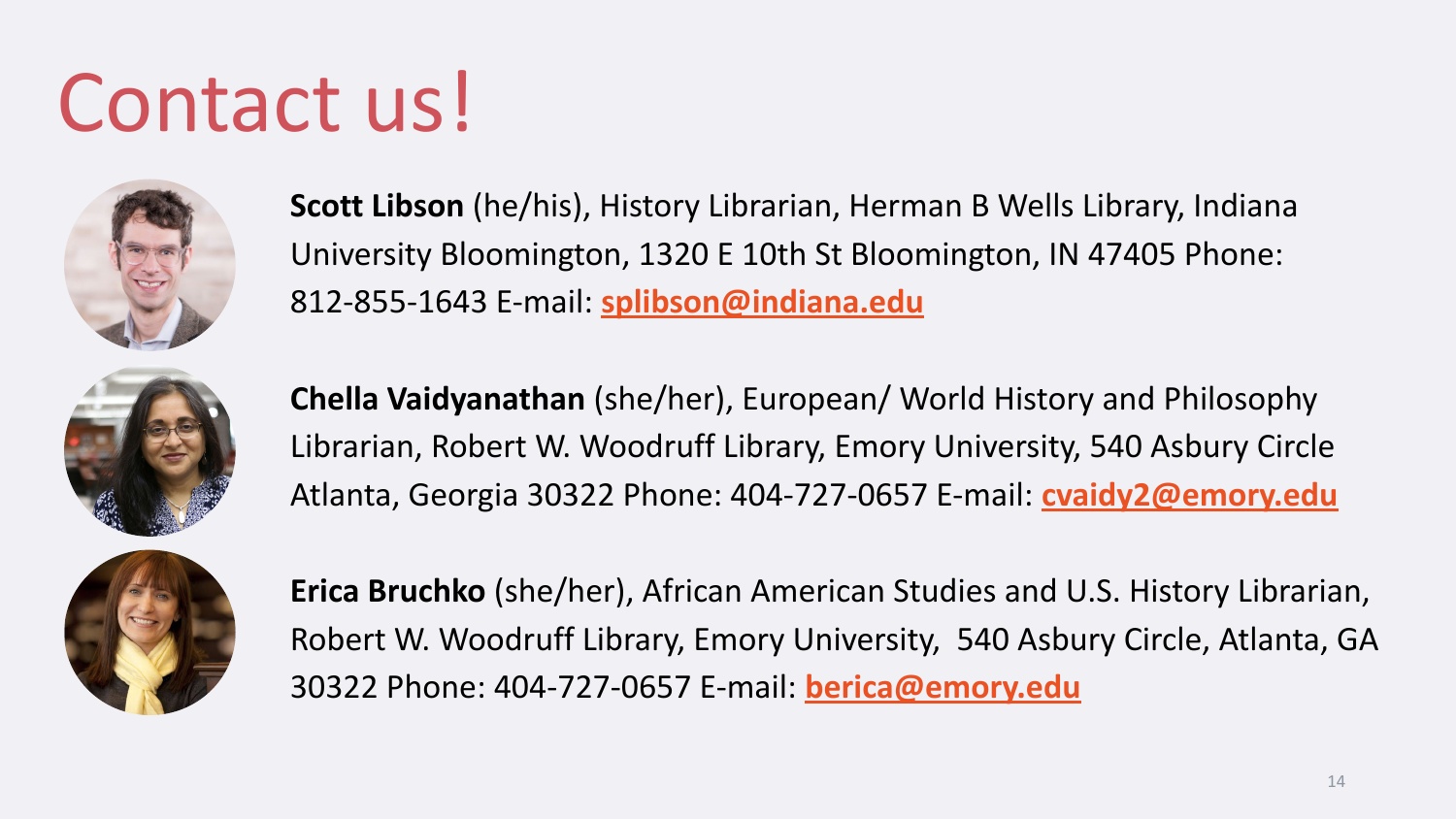# Contact us!

**Scott Libson** (he/his), History Librarian, Herman B Wells Library, Indiana University Bloomington, 1320 E 10th St Bloomington, IN 47405 Phone: 812-855-1643 E-mail: **splibson@indiana.edu**

**Chella Vaidyanathan** (she/her), European/ World History and Philosophy Librarian, Robert W. Woodruff Library, Emory University, 540 Asbury Circle Atlanta, Georgia 30322 Phone: 404-727-0657 E-mail: **cvaidy2@emory.edu**

**Erica Bruchko** (she/her), African American Studies and U.S. History Librarian, Robert W. Woodruff Library, Emory University, 540 Asbury Circle, Atlanta, GA 30322 Phone: 404-727-0657 E-mail: **berica@emory.edu**